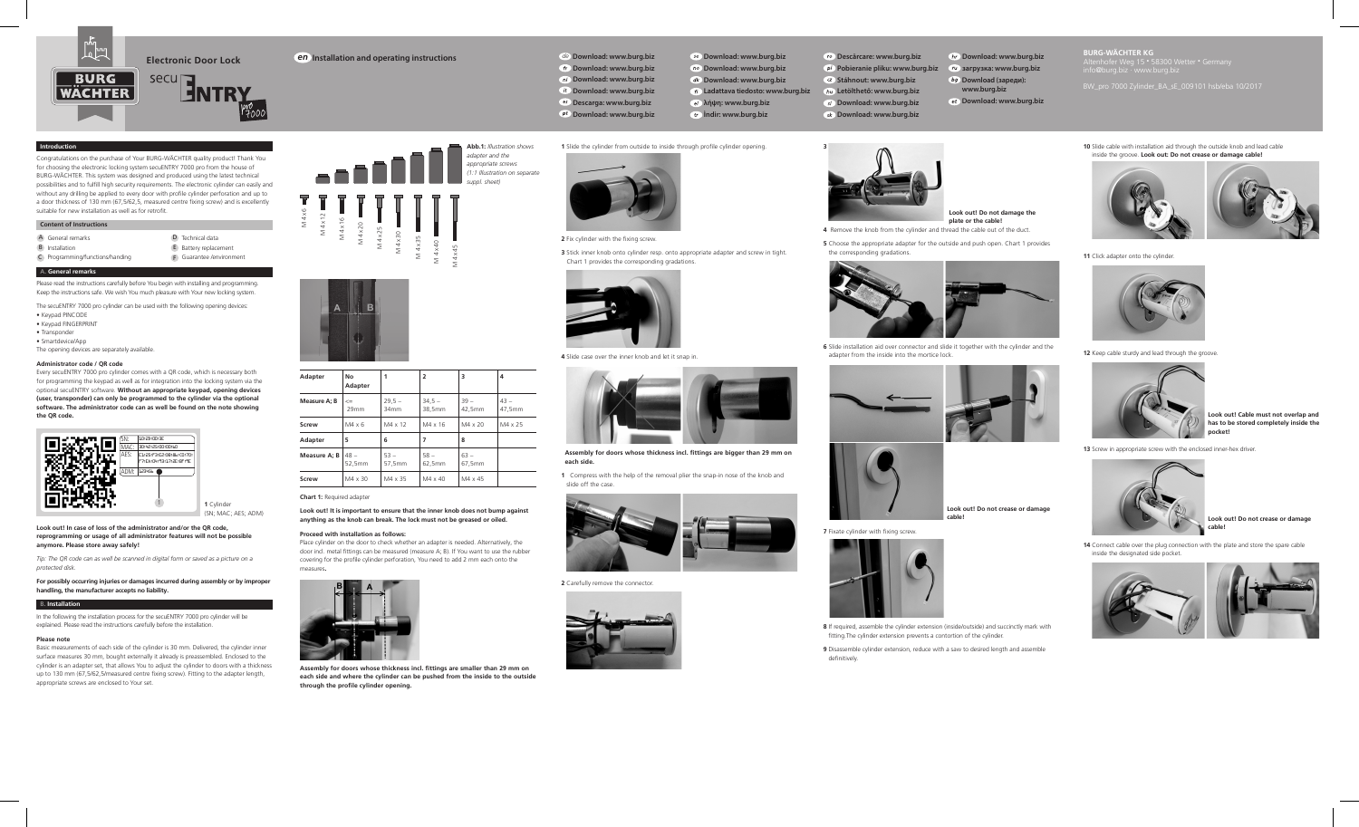# Electronic Door Lock

secuENTRY pro 7000

**en** Installation and operating instructions

- de Download: www.burg.biz
- fr Download: www.burg.biz
- nl Download: www.burg.biz
- it Download: www.burg.biz
- es Descarga: www.burg.biz
- pt Download: www.burg.biz
- se Download: www.burg.biz
- no Download: www.burg.biz
- dk Download: www.burg.biz
- fi Ladattava tiedosto: www.burg.biz
- el λήψη: www.burg.biz
- tr İndir: www.burg.biz
- ro Descărcare: www.burg.biz
- pl Pobieranie pliku: www.burg.biz
- cz Stáhnout: www.burg.biz
- hu Letölthető: www.burg.biz
- sl Download: www.burg.biz
- sk Download: www.burg.biz
- hr Download: www.burg.biz
- ru загрузка: www.burg.biz
- bg Download (зареди): www.burg.biz
- et Download: www.burg.biz

**BURG-WÄCHTER KG**
Altenhofer Weg 15 • 58300 Wetter • Germany
info@burg.biz · www.burg.biz

BW_pro 7000 Zylinder_BA_sE_009101 hsb/eba 10/2017

## Introduction

Congratulations on the purchase of Your BURG-WÄCHTER quality product! Thank You for choosing the electronic locking system secuENTRY 7000 pro from the house of BURG-WÄCHTER. This system was designed and produced using the latest technical possibilities and to fulfill high security requirements. The electronic cylinder can easily and without any drilling be applied to every door with profile cylinder perforation and up to a door thickness of 130 mm (67,5/62,5, measured centre fixing screw) and is excellently suitable for new installation as well as for retrofit.

## Content of instructions

- A General remarks
- B Installation
- C Programming/functions/handing
- D Technical data
- E Battery replacement
- F Guarantee /environment

## A. General remarks

Please read the instructions carefully before You begin with installing and programming. Keep the instructions safe. We wish You much pleasure with Your new locking system.

The secuENTRY 7000 pro cylinder can be used with the following opening devices:

- Keypad PINCODE
- Keypad FINGERPRINT
- Transponder
- Smartdevice/App

The opening devices are separately available.

### Administrator code / QR code

Every secuENTRY 7000 pro cylinder comes with a QR code, which is necessary both for programming the keypad as well as for integration into the locking system via the optional secuENTRY software. **Without an appropriate keypad, opening devices (user, transponder) can only be programmed to the cylinder via the optional software. The administrator code can as well be found on the note showing the QR code.**

1 Cylinder (SN; MAC; AES; ADM)

**Look out! In case of loss of the administrator and/or the QR code, reprogramming or usage of all administrator features will not be possible anymore. Please store away safely!**

*Tip: The QR code can as well be scanned in digital form or saved as a picture on a protected disk.*

**For possibly occurring injuries or damages incurred during assembly or by improper handling, the manufacturer accepts no liability.**

## B. Installation

In the following the installation process for the secuENTRY 7000 pro cylinder will be explained. Please read the instructions carefully before the installation.

### Please note

Basic measurements of each side of the cylinder is 30 mm. Delivered, the cylinder inner surface measures 30 mm, bought externally it already is preassembled. Enclosed to the cylinder is an adapter set, that allows You to adjust the cylinder to doors with a thickness up to 130 mm (67,5/62,5measured centre fixing screw). Fitting to the adapter length, appropriate screws are enclosed to Your set.

**Abb.1:** *Illustration shows adapter and the appropriate screws (1:1 Illustration on separate suppl. sheet)*

M 4 x 6, M 4 x 12, M 4 x 16, M 4 x 20, M 4 x 25, M 4 x 30, M 4 x 35, M 4 x 40, M 4 x 45

| Adapter | No Adapter | 1 | 2 | 3 | 4 |
|---|---|---|---|---|---|
| Measure A; B | <= 29mm | 29,5 – 34mm | 34,5 – 38,5mm | 39 – 42,5mm | 43 – 47,5mm |
| Screw | M4 x 6 | M4 x 12 | M4 x 16 | M4 x 20 | M4 x 25 |
| Adapter | 5 | 6 | 7 | 8 | |
| Measure A; B | 48 – 52,5mm | 53 – 57,5mm | 58 – 62,5mm | 63 – 67,5mm | |
| Screw | M4 x 30 | M4 x 35 | M4 x 40 | M4 x 45 | |

**Chart 1:** Required adapter

**Look out! It is important to ensure that the inner knob does not bump against anything as the knob can break. The lock must not be greased or oiled.**

### Proceed with installation as follows:

Place cylinder on the door to check whether an adapter is needed. Alternatively, the door incl. metal fittings can be measured (measure A; B). If You want to use the rubber covering for the profile cylinder perforation, You need to add 2 mm each onto the measures**.**

**Assembly for doors whose thickness incl. fittings are smaller than 29 mm on each side and where the cylinder can be pushed from the inside to the outside through the profile cylinder opening.**

**1** Slide the cylinder from outside to inside through profile cylinder opening.

**2** Fix cylinder with the fixing screw.

**3** Stick inner knob onto cylinder resp. onto appropriate adapter and screw in tight. Chart 1 provides the corresponding gradations.

**4** Slide case over the inner knob and let it snap in.

**Assembly for doors whose thickness incl. fittings are bigger than 29 mm on each side.**

**1** Compress with the help of the removal plier the snap-in nose of the knob and slide off the case.

**2** Carefully remove the connector.

**3**

**Look out! Do not damage the plate or the cable!**

**4** Remove the knob from the cylinder and thread the cable out of the duct.

**5** Choose the appropriate adapter for the outside and push open. Chart 1 provides the corresponding gradations.

**6** Slide installation aid over connector and slide it together with the cylinder and the adapter from the inside into the mortice lock.

**Look out! Do not crease or damage cable!**

**7** Fixate cylinder with fixing screw.

**8** If required, assemble the cylinder extension (inside/outside) and succinctly mark with fitting.The cylinder extension prevents a contortion of the cylinder.

**9** Disassemble cylinder extension, reduce with a saw to desired length and assemble definitively.

**10** Slide cable with installation aid through the outside knob and lead cable inside the groove. **Look out: Do not crease or damage cable!**

**11** Click adapter onto the cylinder.

**12** Keep cable sturdy and lead through the groove.

**Look out! Cable must not overlap and has to be stored completely inside the pocket!**

**13** Screw in appropriate screw with the enclosed inner-hex driver.

**Look out! Do not crease or damage cable!**

**14** Connect cable over the plug connection with the plate and store the spare cable inside the designated side pocket.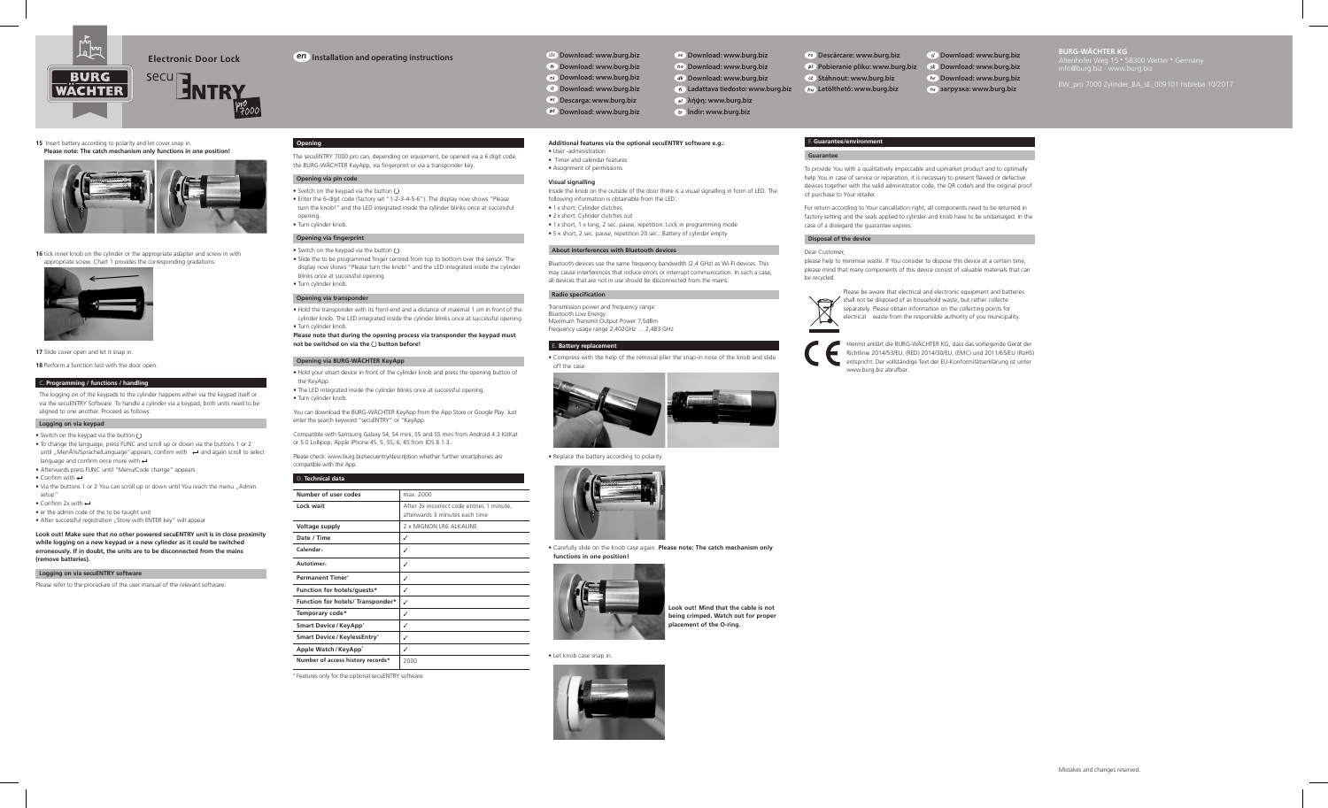**Electronic Door Lock**

secuENTRY pro 7000

*en* **Installation and operating instructions**

- *de* **Download: www.burg.biz**
- *fr* **Download: www.burg.biz**
- *nl* **Download: www.burg.biz**
- *it* **Download: www.burg.biz**
- *es* **Descarga: www.burg.biz**
- *pt* **Download: www.burg.biz**
- *se* **Download: www.burg.biz**
- *no* **Download: www.burg.biz**
- *dk* **Download: www.burg.biz**
- *fi* **Ladattava tiedosto: www.burg.biz**
- *el* **λήψη: www.burg.biz**
- *tr* **İndir: www.burg.biz**
- *ro* **Descărcare: www.burg.biz**
- *pl* **Pobieranie pliku: www.burg.biz**
- *cz* **Stáhnout: www.burg.biz**
- *hu* **Letölthető: www.burg.biz**
- *si* **Download: www.burg.biz**
- *sk* **Download: www.burg.biz**
- *hr* **Download: www.burg.biz**
- *ru* **загрузка: www.burg.biz**

**BURG-WÄCHTER KG**
Altenhofer Weg 15 • 58300 Wetter • Germany
info@burg.biz · www.burg.biz

BW_pro 7000 Zylinder_BA_sE_009101 hsb/eba 10/2017

**15** Insert battery according to polarity and let cover snap in.
**Please note: The catch mechanism only functions in one position!**

**16** tick inner knob on the cylinder or the appropriate adapter and screw in with appropriate screw. Chart 1 provides the corresponding gradations.

**17** Slide cover open and let it snap in.

**18** Perform a function test with the door open.

## C. Programming / functions / handling

The logging on of the keypads to the cylinder happens either via the keypad itself or via the secuENTRY Software. To handle a cylinder via a keypad, both units need to be aligned to one another. Proceed as follows:

### Logging on via keypad

- Switch on the keypad via the button
- To change the language, press FUNC and scroll up or down via the buttons 1 or 2 until „MenÃ¼/Sprache/Language"appears, confirm with ↵ and again scroll to select language and confirm once more with ↵
- Afterwards press FUNC until "Menu/Code change" appears
- Confirm with ↵
- Via the buttons 1 or 2 You can scroll up or down until You reach the menu „Admin. setup"
- Confirm 2x with ↵
- er the admin code of the to be taught unit
- After successful registration „Store with ENTER key" will appear

**Look out! Make sure that no other powered secuENTRY unit is in close proximity while logging on a new keypad or a new cylinder as it could be switched erroneously. If in doubt, the units are to be disconnected from the mains (remove batteries).**

### Logging on via secuENTRY software

Please refer to the procedure of the user manual of the relevant software.

### Opening

The secuENTRY 7000 pro can, depending on equipment, be opened via a 6 digit code, the BURG-WÄCHTER KeyApp, via fingerprint or via a transponder key.

### Opening via pin code

- Switch on the keypad via the button
- Enter the 6-digit code (factory set "1-2-3-4-5-6"). The display now shows "Please turn the knob!" and the LED integrated inside the cylinder blinks once at successful opening.
- Turn cylinder knob.

### Opening via fingerprint

- Switch on the keypad via the button
- Slide the to be programmed finger centred from top to bottom over the sensor. The display now shows "Please turn the knob!" and the LED integrated inside the cylinder blinks once at successful opening.
- Turn cylinder knob.

### Opening via transponder

- Hold the transponder with its front-end and a distance of maximal 1 cm in front of the cylinder knob. The LED integrated inside the cylinder blinks once at successful opening.
- Turn cylinder knob.

**Please note that during the opening process via transponder the keypad must not be switched on via the button before!**

### Opening via BURG-WÄCHTER KeyApp

- Hold your smart device in front of the cylinder knob and press the opening button of the KeyApp.
- The LED integrated inside the cylinder blinks once at successful opening.
- Turn cylinder knob.

You can download the BURG-WÄCHTER KeyApp from the App Store or Google Play. Just enter the search keyword "secuENTRY" or "KeyApp.

Compatible with Samsung Galaxy S4, S4 mini, S5 and S5 mini from Android 4.3 KitKat or 5.0 Lollipop, Apple iPhone 4S, 5, 5S, 6, 6S from IOS 8.1.3..

Please check: www.burg.biz/secuentry/description whether further smartphones are compatible with the App.

## D. Technical data

| | |
|---|---|
| **Number of user codes** | max. 2000 |
| **Lock wait** | After 3x incorrect code entries 1 minute, afterwards 3 minutes each time |
| **Voltage supply** | 2 x MIGNON LR6 ALKALINE |
| **Date / Time** | ✓ |
| **Calendar*** | ✓ |
| **Autotimer*** | ✓ |
| **Permanent Timer*** | ✓ |
| **Function for hotels/guests*** | ✓ |
| **Function for hotels/ Transponder*** | ✓ |
| **Temporary code*** | ✓ |
| **Smart Device / KeyApp*** | ✓ |
| **Smart Device / KeylessEntry*** | ✓ |
| **Apple Watch / KeyApp*** | ✓ |
| **Number of access history records*** | 2000 |

* Features only for the optional secuENTRY software

**Additional features via the optional secuENTRY software e.g.:**

- User -administration
- Timer and calendar features
- Assignment of permissions

### Visual signalling

Inside the knob on the outside of the door there is a visual signalling in form of LED. The following information is obtainable from the LED:

- 1 x short: Cylinder clutches
- 2 x short: Cylinder clutches out
- 1 x short, 1 x long, 2 sec. pause, repetition: Lock in programming mode
- 5 x short, 2 sec. pause, repetition 20 sec.: Battery of cylinder empty

### About interferences with Bluetooth devices

Bluetooth devices use the same frequency bandwidth (2,4 GHz) as Wi-Fi devices. This may cause interferences that induce errors or interrupt communication. In such a case, all devices that are not in use should be disconnected from the mains.

### Radio specification

Transmission power and frequency range:
Bluetooth Low Energy
Maximum Transmit Output Power 7,5dBm
Frequency usage range 2,402GHz ... 2,483 GHz

## E. Battery replacement

- Compress with the help of the removal plier the snap-in nose of the knob and slide off the case.
- Replace the battery according to polarity.
- Carefully slide on the knob case again. **Please note: The catch mechanism only functions in one position!**

**Look out! Mind that the cable is not being crimped. Watch out for proper placement of the O-ring.**

- Let knob case snap in.

## F. Guarantee/environment

### Guarantee

To provide You with a qualitatively impeccable and upmarket product and to optimally help You in case of service or reparation, it is necessary to present flawed or defective devices together with the valid administrator code, the QR code/s and the original proof of purchase to Your retailer.

For return according to Your cancellation right, all components need to be returned in factory setting and the seals applied to cylinder and knob have to be undamaged. In the case of a disregard the guarantee expires.

### Disposal of the device

Dear Customer,
please help to minimise waste. If You consider to dispose this device at a certain time, please mind that many components of this device consist of valuable materials that can be recycled.

Please be aware that electrical and electronic equipment and batteries shall not be disposed of as household waste, but rather collecte separately. Please obtain information on the collecting points for electrical waste from the responsible authority of you municipality.

Hiermit erklärt die BURG-WÄCHTER KG, dass das vorliegende Gerät der Richtlinie 2014/53/EU, (RED) 2014/30/EU, (EMC) und 2011/65/EU (RoHS) entspricht. Der vollständige Text der EU-Konformitätserklärung ist unter www.burg.biz abrufbar.

Mistakes and changes reserved.